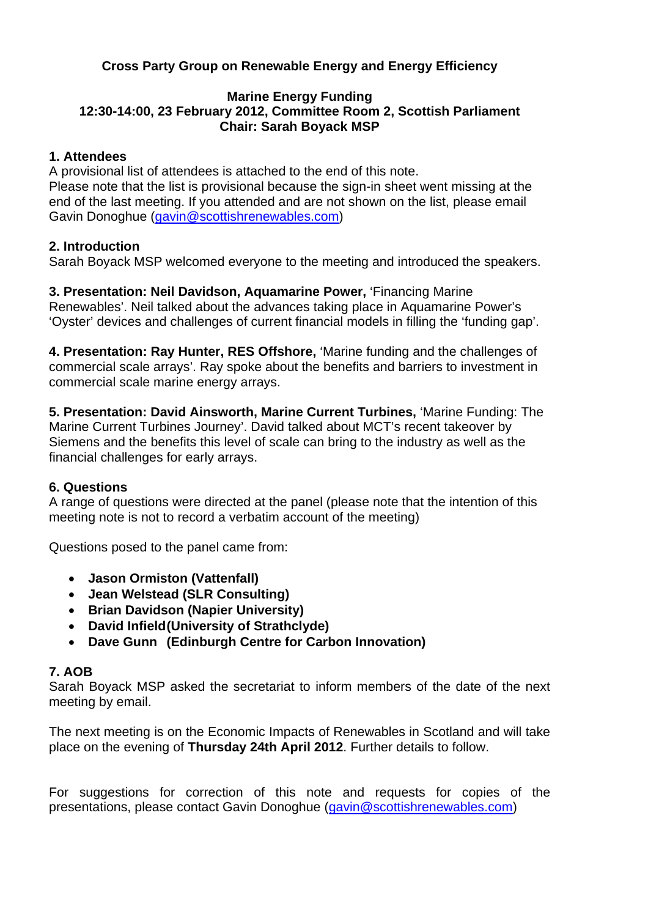**Cross Party Group on Renewable Energy and Energy Efficiency**

**Marine Energy Funding**
**12:30-14:00, 23 February 2012, Committee Room 2, Scottish Parliament**
**Chair: Sarah Boyack MSP**

**1. Attendees**

A provisional list of attendees is attached to the end of this note.
Please note that the list is provisional because the sign-in sheet went missing at the end of the last meeting. If you attended and are not shown on the list, please email Gavin Donoghue (gavin@scottishrenewables.com)

**2. Introduction**

Sarah Boyack MSP welcomed everyone to the meeting and introduced the speakers.

**3. Presentation: Neil Davidson, Aquamarine Power,** 'Financing Marine Renewables'. Neil talked about the advances taking place in Aquamarine Power's 'Oyster' devices and challenges of current financial models in filling the 'funding gap'.

**4. Presentation: Ray Hunter, RES Offshore,** 'Marine funding and the challenges of commercial scale arrays'. Ray spoke about the benefits and barriers to investment in commercial scale marine energy arrays.

**5. Presentation: David Ainsworth, Marine Current Turbines,** 'Marine Funding: The Marine Current Turbines Journey'. David talked about MCT's recent takeover by Siemens and the benefits this level of scale can bring to the industry as well as the financial challenges for early arrays.

**6. Questions**

A range of questions were directed at the panel (please note that the intention of this meeting note is not to record a verbatim account of the meeting)

Questions posed to the panel came from:

- **Jason Ormiston (Vattenfall)**
- **Jean Welstead (SLR Consulting)**
- **Brian Davidson (Napier University)**
- **David Infield(University of Strathclyde)**
- **Dave Gunn (Edinburgh Centre for Carbon Innovation)**

**7. AOB**

Sarah Boyack MSP asked the secretariat to inform members of the date of the next meeting by email.

The next meeting is on the Economic Impacts of Renewables in Scotland and will take place on the evening of **Thursday 24th April 2012**. Further details to follow.

For suggestions for correction of this note and requests for copies of the presentations, please contact Gavin Donoghue (gavin@scottishrenewables.com)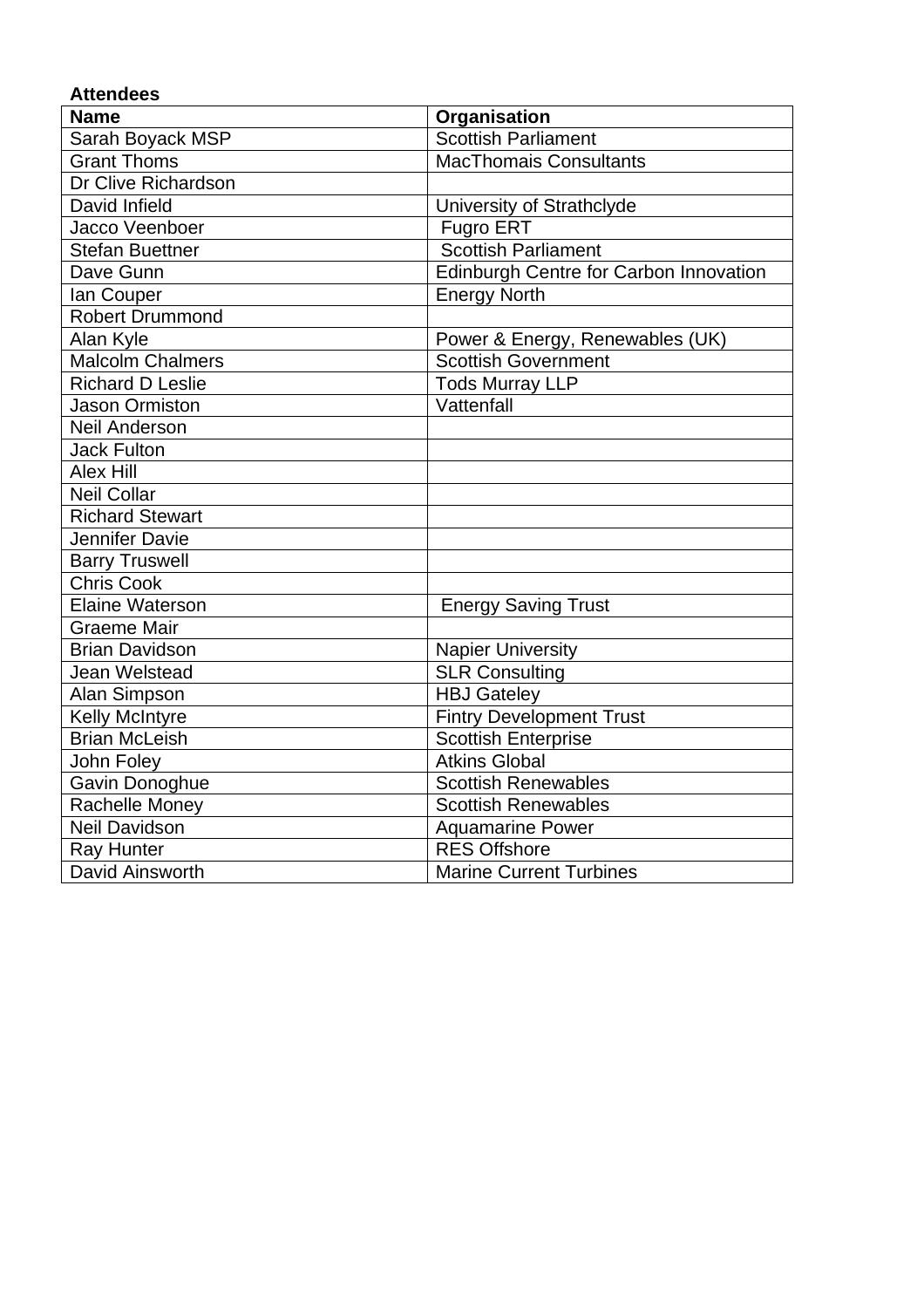**Attendees**

| Name | Organisation |
|---|---|
| Sarah Boyack MSP | Scottish Parliament |
| Grant Thoms | MacThomais Consultants |
| Dr Clive Richardson | |
| David Infield | University of Strathclyde |
| Jacco Veenboer | Fugro ERT |
| Stefan Buettner | Scottish Parliament |
| Dave Gunn | Edinburgh Centre for Carbon Innovation |
| Ian Couper | Energy North |
| Robert Drummond | |
| Alan Kyle | Power & Energy, Renewables (UK) |
| Malcolm Chalmers | Scottish Government |
| Richard D Leslie | Tods Murray LLP |
| Jason Ormiston | Vattenfall |
| Neil Anderson | |
| Jack Fulton | |
| Alex Hill | |
| Neil Collar | |
| Richard Stewart | |
| Jennifer Davie | |
| Barry Truswell | |
| Chris Cook | |
| Elaine Waterson | Energy Saving Trust |
| Graeme Mair | |
| Brian Davidson | Napier University |
| Jean Welstead | SLR Consulting |
| Alan Simpson | HBJ Gateley |
| Kelly McIntyre | Fintry Development Trust |
| Brian McLeish | Scottish Enterprise |
| John Foley | Atkins Global |
| Gavin Donoghue | Scottish Renewables |
| Rachelle Money | Scottish Renewables |
| Neil Davidson | Aquamarine Power |
| Ray Hunter | RES Offshore |
| David Ainsworth | Marine Current Turbines |